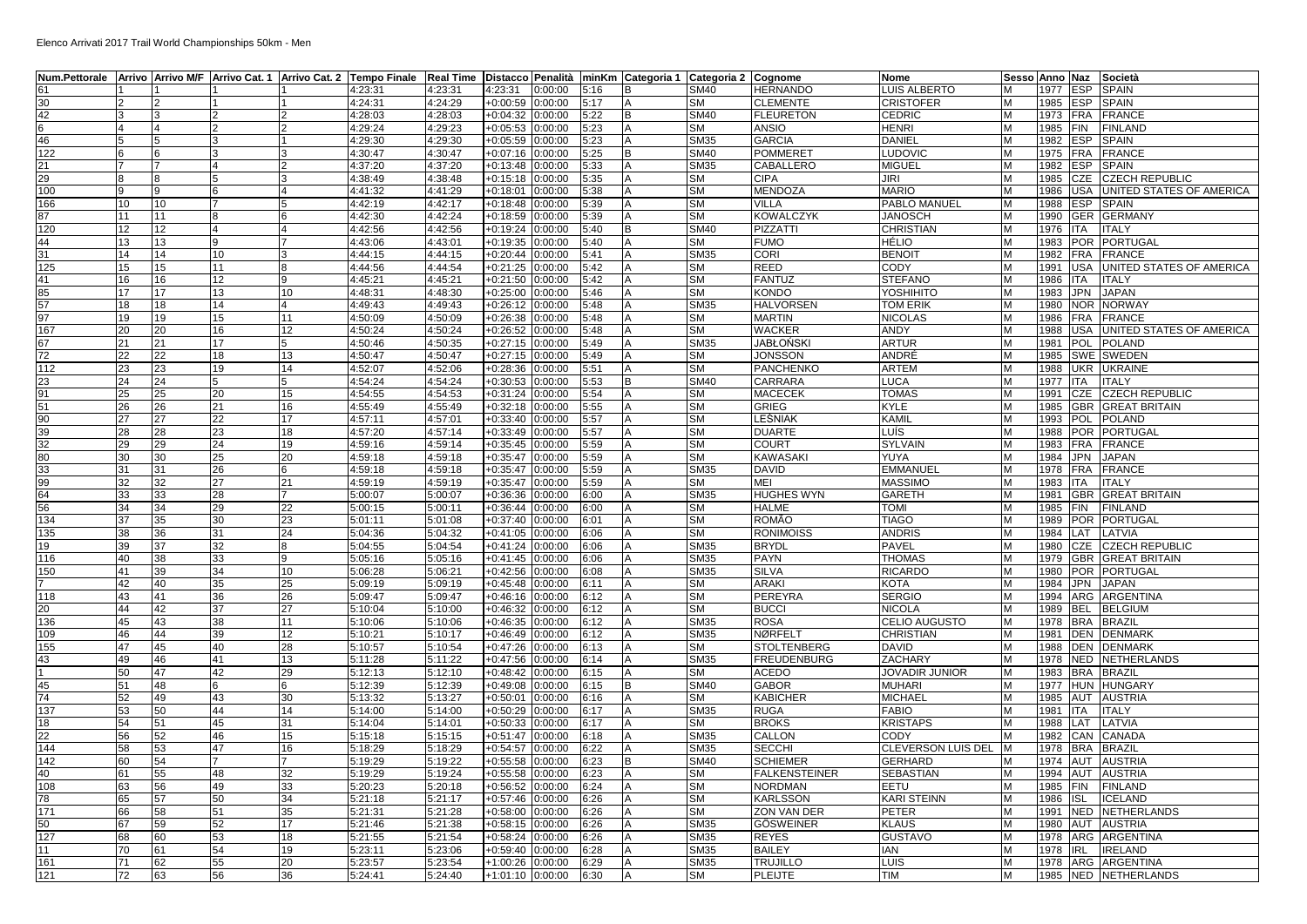Elenco Arrivati 2017 Trail World Championships 50km - Men

| Num.Pettorale | Arrivo | Arrivo M/F | Arrivo Cat. 1 | Arrivo Cat. 2 | Tempo Finale | Real Time | Distacco | Penalità | minKm | Categoria 1 | Categoria 2 | Cognome | Nome | Sesso | Anno | Naz | Società |
|---|---|---|---|---|---|---|---|---|---|---|---|---|---|---|---|---|---|
| 61 | 1 | 1 | 1 | 1 | 4:23:31 | 4:23:31 | 4:23:31 | 0:00:00 | 5:16 | B | SM40 | HERNANDO | LUIS ALBERTO | M | 1977 | ESP | SPAIN |
| 30 | 2 | 2 | 1 | 1 | 4:24:31 | 4:24:29 | +0:00:59 | 0:00:00 | 5:17 | A | SM | CLEMENTE | CRISTOFER | M | 1985 | ESP | SPAIN |
| 42 | 3 | 3 | 2 | 2 | 4:28:03 | 4:28:03 | +0:04:32 | 0:00:00 | 5:22 | B | SM40 | FLEURETON | CEDRIC | M | 1973 | FRA | FRANCE |
| 6 | 4 | 4 | 2 | 2 | 4:29:24 | 4:29:23 | +0:05:53 | 0:00:00 | 5:23 | A | SM | ANSIO | HENRI | M | 1985 | FIN | FINLAND |
| 46 | 5 | 5 | 3 | 1 | 4:29:30 | 4:29:30 | +0:05:59 | 0:00:00 | 5:23 | A | SM35 | GARCIA | DANIEL | M | 1982 | ESP | SPAIN |
| 122 | 6 | 6 | 3 | 3 | 4:30:47 | 4:30:47 | +0:07:16 | 0:00:00 | 5:25 | B | SM40 | POMMERET | LUDOVIC | M | 1975 | FRA | FRANCE |
| 21 | 7 | 7 | 4 | 2 | 4:37:20 | 4:37:20 | +0:13:48 | 0:00:00 | 5:33 | A | SM35 | CABALLERO | MIGUEL | M | 1982 | ESP | SPAIN |
| 29 | 8 | 8 | 5 | 3 | 4:38:49 | 4:38:48 | +0:15:18 | 0:00:00 | 5:35 | A | SM | CIPA | JIRI | M | 1985 | CZE | CZECH REPUBLIC |
| 100 | 9 | 9 | 6 | 4 | 4:41:32 | 4:41:29 | +0:18:01 | 0:00:00 | 5:38 | A | SM | MENDOZA | MARIO | M | 1986 | USA | UNITED STATES OF AMERICA |
| 166 | 10 | 10 | 7 | 5 | 4:42:19 | 4:42:17 | +0:18:48 | 0:00:00 | 5:39 | A | SM | VILLA | PABLO MANUEL | M | 1988 | ESP | SPAIN |
| 87 | 11 | 11 | 8 | 6 | 4:42:30 | 4:42:24 | +0:18:59 | 0:00:00 | 5:39 | A | SM | KOWALCZYK | JANOSCH | M | 1990 | GER | GERMANY |
| 120 | 12 | 12 | 4 | 4 | 4:42:56 | 4:42:56 | +0:19:24 | 0:00:00 | 5:40 | B | SM40 | PIZZATTI | CHRISTIAN | M | 1976 | ITA | ITALY |
| 44 | 13 | 13 | 9 | 7 | 4:43:06 | 4:43:01 | +0:19:35 | 0:00:00 | 5:40 | A | SM | FUMO | HÉLIO | M | 1983 | POR | PORTUGAL |
| 31 | 14 | 14 | 10 | 3 | 4:44:15 | 4:44:15 | +0:20:44 | 0:00:00 | 5:41 | A | SM35 | CORI | BENOIT | M | 1982 | FRA | FRANCE |
| 125 | 15 | 15 | 11 | 8 | 4:44:56 | 4:44:54 | +0:21:25 | 0:00:00 | 5:42 | A | SM | REED | CODY | M | 1991 | USA | UNITED STATES OF AMERICA |
| 41 | 16 | 16 | 12 | 9 | 4:45:21 | 4:45:21 | +0:21:50 | 0:00:00 | 5:42 | A | SM | FANTUZ | STEFANO | M | 1986 | ITA | ITALY |
| 85 | 17 | 17 | 13 | 10 | 4:48:31 | 4:48:30 | +0:25:00 | 0:00:00 | 5:46 | A | SM | KONDO | YOSHIHITO | M | 1983 | JPN | JAPAN |
| 57 | 18 | 18 | 14 | 4 | 4:49:43 | 4:49:43 | +0:26:12 | 0:00:00 | 5:48 | A | SM35 | HALVORSEN | TOM ERIK | M | 1980 | NOR | NORWAY |
| 97 | 19 | 19 | 15 | 11 | 4:50:09 | 4:50:09 | +0:26:38 | 0:00:00 | 5:48 | A | SM | MARTIN | NICOLAS | M | 1986 | FRA | FRANCE |
| 167 | 20 | 20 | 16 | 12 | 4:50:24 | 4:50:24 | +0:26:52 | 0:00:00 | 5:48 | A | SM | WACKER | ANDY | M | 1988 | USA | UNITED STATES OF AMERICA |
| 67 | 21 | 21 | 17 | 5 | 4:50:46 | 4:50:35 | +0:27:15 | 0:00:00 | 5:49 | A | SM35 | JABŁOŃSKI | ARTUR | M | 1981 | POL | POLAND |
| 72 | 22 | 22 | 18 | 13 | 4:50:47 | 4:50:47 | +0:27:15 | 0:00:00 | 5:49 | A | SM | JONSSON | ANDRÉ | M | 1985 | SWE | SWEDEN |
| 112 | 23 | 23 | 19 | 14 | 4:52:07 | 4:52:06 | +0:28:36 | 0:00:00 | 5:51 | A | SM | PANCHENKO | ARTEM | M | 1988 | UKR | UKRAINE |
| 23 | 24 | 24 | 5 | 5 | 4:54:24 | 4:54:24 | +0:30:53 | 0:00:00 | 5:53 | B | SM40 | CARRARA | LUCA | M | 1977 | ITA | ITALY |
| 91 | 25 | 25 | 20 | 15 | 4:54:55 | 4:54:53 | +0:31:24 | 0:00:00 | 5:54 | A | SM | MACECEK | TOMAS | M | 1991 | CZE | CZECH REPUBLIC |
| 51 | 26 | 26 | 21 | 16 | 4:55:49 | 4:55:49 | +0:32:18 | 0:00:00 | 5:55 | A | SM | GRIEG | KYLE | M | 1985 | GBR | GREAT BRITAIN |
| 90 | 27 | 27 | 22 | 17 | 4:57:11 | 4:57:01 | +0:33:40 | 0:00:00 | 5:57 | A | SM | LEŚNIAK | KAMIL | M | 1993 | POL | POLAND |
| 39 | 28 | 28 | 23 | 18 | 4:57:20 | 4:57:14 | +0:33:49 | 0:00:00 | 5:57 | A | SM | DUARTE | LUÍS | M | 1988 | POR | PORTUGAL |
| 32 | 29 | 29 | 24 | 19 | 4:59:16 | 4:59:14 | +0:35:45 | 0:00:00 | 5:59 | A | SM | COURT | SYLVAIN | M | 1983 | FRA | FRANCE |
| 80 | 30 | 30 | 25 | 20 | 4:59:18 | 4:59:18 | +0:35:47 | 0:00:00 | 5:59 | A | SM | KAWASAKI | YUYA | M | 1984 | JPN | JAPAN |
| 33 | 31 | 31 | 26 | 6 | 4:59:18 | 4:59:18 | +0:35:47 | 0:00:00 | 5:59 | A | SM35 | DAVID | EMMANUEL | M | 1978 | FRA | FRANCE |
| 99 | 32 | 32 | 27 | 21 | 4:59:19 | 4:59:19 | +0:35:47 | 0:00:00 | 5:59 | A | SM | MEI | MASSIMO | M | 1983 | ITA | ITALY |
| 64 | 33 | 33 | 28 | 7 | 5:00:07 | 5:00:07 | +0:36:36 | 0:00:00 | 6:00 | A | SM35 | HUGHES WYN | GARETH | M | 1981 | GBR | GREAT BRITAIN |
| 56 | 34 | 34 | 29 | 22 | 5:00:15 | 5:00:11 | +0:36:44 | 0:00:00 | 6:00 | A | SM | HALME | TOMI | M | 1985 | FIN | FINLAND |
| 134 | 37 | 35 | 30 | 23 | 5:01:11 | 5:01:08 | +0:37:40 | 0:00:00 | 6:01 | A | SM | ROMÃO | TIAGO | M | 1989 | POR | PORTUGAL |
| 135 | 38 | 36 | 31 | 24 | 5:04:36 | 5:04:32 | +0:41:05 | 0:00:00 | 6:06 | A | SM | RONIMOISS | ANDRIS | M | 1984 | LAT | LATVIA |
| 19 | 39 | 37 | 32 | 8 | 5:04:55 | 5:04:54 | +0:41:24 | 0:00:00 | 6:06 | A | SM35 | BRYDL | PAVEL | M | 1980 | CZE | CZECH REPUBLIC |
| 116 | 40 | 38 | 33 | 9 | 5:05:16 | 5:05:16 | +0:41:45 | 0:00:00 | 6:06 | A | SM35 | PAYN | THOMAS | M | 1979 | GBR | GREAT BRITAIN |
| 150 | 41 | 39 | 34 | 10 | 5:06:28 | 5:06:21 | +0:42:56 | 0:00:00 | 6:08 | A | SM35 | SILVA | RICARDO | M | 1980 | POR | PORTUGAL |
| 7 | 42 | 40 | 35 | 25 | 5:09:19 | 5:09:19 | +0:45:48 | 0:00:00 | 6:11 | A | SM | ARAKI | KOTA | M | 1984 | JPN | JAPAN |
| 118 | 43 | 41 | 36 | 26 | 5:09:47 | 5:09:47 | +0:46:16 | 0:00:00 | 6:12 | A | SM | PEREYRA | SERGIO | M | 1994 | ARG | ARGENTINA |
| 20 | 44 | 42 | 37 | 27 | 5:10:04 | 5:10:00 | +0:46:32 | 0:00:00 | 6:12 | A | SM | BUCCI | NICOLA | M | 1989 | BEL | BELGIUM |
| 136 | 45 | 43 | 38 | 11 | 5:10:06 | 5:10:06 | +0:46:35 | 0:00:00 | 6:12 | A | SM35 | ROSA | CELIO AUGUSTO | M | 1978 | BRA | BRAZIL |
| 109 | 46 | 44 | 39 | 12 | 5:10:21 | 5:10:17 | +0:46:49 | 0:00:00 | 6:12 | A | SM35 | NØRFELT | CHRISTIAN | M | 1981 | DEN | DENMARK |
| 155 | 47 | 45 | 40 | 28 | 5:10:57 | 5:10:54 | +0:47:26 | 0:00:00 | 6:13 | A | SM | STOLTENBERG | DAVID | M | 1988 | DEN | DENMARK |
| 43 | 49 | 46 | 41 | 13 | 5:11:28 | 5:11:22 | +0:47:56 | 0:00:00 | 6:14 | A | SM35 | FREUDENBURG | ZACHARY | M | 1978 | NED | NETHERLANDS |
| 1 | 50 | 47 | 42 | 29 | 5:12:13 | 5:12:10 | +0:48:42 | 0:00:00 | 6:15 | A | SM | ACEDO | JOVADIR JUNIOR | M | 1983 | BRA | BRAZIL |
| 45 | 51 | 48 | 6 | 6 | 5:12:39 | 5:12:39 | +0:49:08 | 0:00:00 | 6:15 | B | SM40 | GABOR | MUHARI | M | 1977 | HUN | HUNGARY |
| 74 | 52 | 49 | 43 | 30 | 5:13:32 | 5:13:27 | +0:50:01 | 0:00:00 | 6:16 | A | SM | KABICHER | MICHAEL | M | 1985 | AUT | AUSTRIA |
| 137 | 53 | 50 | 44 | 14 | 5:14:00 | 5:14:00 | +0:50:29 | 0:00:00 | 6:17 | A | SM35 | RUGA | FABIO | M | 1981 | ITA | ITALY |
| 18 | 54 | 51 | 45 | 31 | 5:14:04 | 5:14:01 | +0:50:33 | 0:00:00 | 6:17 | A | SM | BROKS | KRISTAPS | M | 1988 | LAT | LATVIA |
| 22 | 56 | 52 | 46 | 15 | 5:15:18 | 5:15:15 | +0:51:47 | 0:00:00 | 6:18 | A | SM35 | CALLON | CODY | M | 1982 | CAN | CANADA |
| 144 | 58 | 53 | 47 | 16 | 5:18:29 | 5:18:29 | +0:54:57 | 0:00:00 | 6:22 | A | SM35 | SECCHI | CLEVERSON LUIS DEL | M | 1978 | BRA | BRAZIL |
| 142 | 60 | 54 | 7 | 7 | 5:19:29 | 5:19:22 | +0:55:58 | 0:00:00 | 6:23 | B | SM40 | SCHIEMER | GERHARD | M | 1974 | AUT | AUSTRIA |
| 40 | 61 | 55 | 48 | 32 | 5:19:29 | 5:19:24 | +0:55:58 | 0:00:00 | 6:23 | A | SM | FALKENSTEINER | SEBASTIAN | M | 1994 | AUT | AUSTRIA |
| 108 | 63 | 56 | 49 | 33 | 5:20:23 | 5:20:18 | +0:56:52 | 0:00:00 | 6:24 | A | SM | NORDMAN | EETU | M | 1985 | FIN | FINLAND |
| 78 | 65 | 57 | 50 | 34 | 5:21:18 | 5:21:17 | +0:57:46 | 0:00:00 | 6:26 | A | SM | KARLSSON | KARI STEINN | M | 1986 | ISL | ICELAND |
| 171 | 66 | 58 | 51 | 35 | 5:21:31 | 5:21:28 | +0:58:00 | 0:00:00 | 6:26 | A | SM | ZON VAN DER | PETER | M | 1991 | NED | NETHERLANDS |
| 50 | 67 | 59 | 52 | 17 | 5:21:46 | 5:21:38 | +0:58:15 | 0:00:00 | 6:26 | A | SM35 | GÖSWEINER | KLAUS | M | 1980 | AUT | AUSTRIA |
| 127 | 68 | 60 | 53 | 18 | 5:21:55 | 5:21:54 | +0:58:24 | 0:00:00 | 6:26 | A | SM35 | REYES | GUSTAVO | M | 1978 | ARG | ARGENTINA |
| 11 | 70 | 61 | 54 | 19 | 5:23:11 | 5:23:06 | +0:59:40 | 0:00:00 | 6:28 | A | SM35 | BAILEY | IAN | M | 1978 | IRL | IRELAND |
| 161 | 71 | 62 | 55 | 20 | 5:23:57 | 5:23:54 | +1:00:26 | 0:00:00 | 6:29 | A | SM35 | TRUJILLO | LUIS | M | 1978 | ARG | ARGENTINA |
| 121 | 72 | 63 | 56 | 36 | 5:24:41 | 5:24:40 | +1:01:10 | 0:00:00 | 6:30 | A | SM | PLEIJTE | TIM | M | 1985 | NED | NETHERLANDS |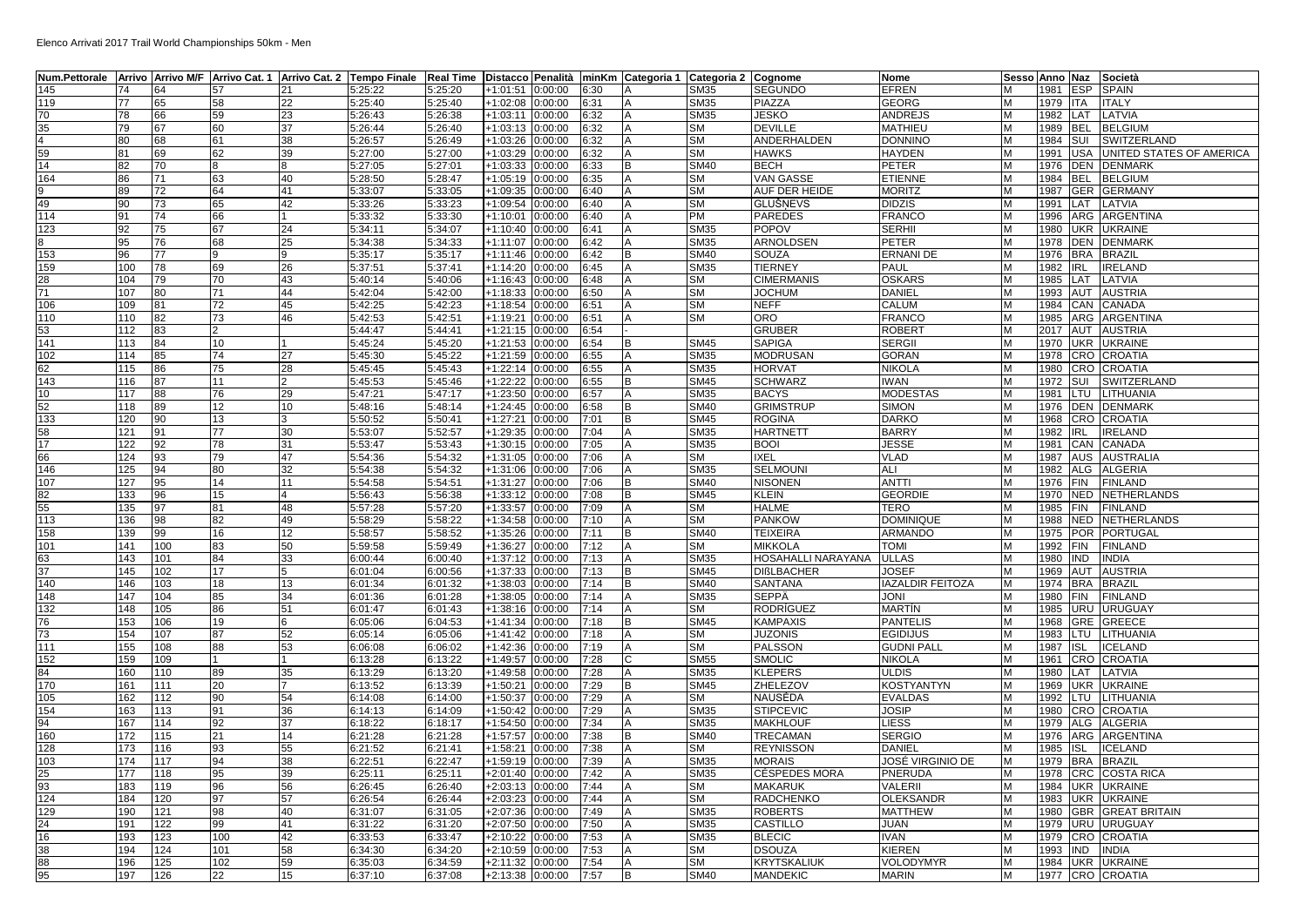Elenco Arrivati 2017 Trail World Championships 50km - Men

| Num.Pettorale | Arrivo | Arrivo M/F | Arrivo Cat. 1 | Arrivo Cat. 2 | Tempo Finale | Real Time | Distacco | Penalità | minKm | Categoria 1 | Categoria 2 | Cognome | Nome | Sesso | Anno | Naz | Società |
|---|---|---|---|---|---|---|---|---|---|---|---|---|---|---|---|---|---|
| 145 | 74 | 64 | 57 | 21 | 5:25:22 | 5:25:20 | +1:01:51 | 0:00:00 | 6:30 | A | SM35 | SEGUNDO | EFREN | M | 1981 | ESP | SPAIN |
| 119 | 77 | 65 | 58 | 22 | 5:25:40 | 5:25:40 | +1:02:08 | 0:00:00 | 6:31 | A | SM35 | PIAZZA | GEORG | M | 1979 | ITA | ITALY |
| 70 | 78 | 66 | 59 | 23 | 5:26:43 | 5:26:38 | +1:03:11 | 0:00:00 | 6:32 | A | SM35 | JESKO | ANDREJS | M | 1982 | LAT | LATVIA |
| 35 | 79 | 67 | 60 | 37 | 5:26:44 | 5:26:40 | +1:03:13 | 0:00:00 | 6:32 | A | SM | DEVILLE | MATHIEU | M | 1989 | BEL | BELGIUM |
| 4 | 80 | 68 | 61 | 38 | 5:26:57 | 5:26:49 | +1:03:26 | 0:00:00 | 6:32 | A | SM | ANDERHALDEN | DONNINO | M | 1984 | SUI | SWITZERLAND |
| 59 | 81 | 69 | 62 | 39 | 5:27:00 | 5:27:00 | +1:03:29 | 0:00:00 | 6:32 | A | SM | HAWKS | HAYDEN | M | 1991 | USA | UNITED STATES OF AMERICA |
| 14 | 82 | 70 | 8 | 8 | 5:27:05 | 5:27:01 | +1:03:33 | 0:00:00 | 6:33 | B | SM40 | BECH | PETER | M | 1976 | DEN | DENMARK |
| 164 | 86 | 71 | 63 | 40 | 5:28:50 | 5:28:47 | +1:05:19 | 0:00:00 | 6:35 | A | SM | VAN GASSE | ETIENNE | M | 1984 | BEL | BELGIUM |
| 9 | 89 | 72 | 64 | 41 | 5:33:07 | 5:33:05 | +1:09:35 | 0:00:00 | 6:40 | A | SM | AUF DER HEIDE | MORITZ | M | 1987 | GER | GERMANY |
| 49 | 90 | 73 | 65 | 42 | 5:33:26 | 5:33:23 | +1:09:54 | 0:00:00 | 6:40 | A | SM | GLUŠŅEVS | DIDZIS | M | 1991 | LAT | LATVIA |
| 114 | 91 | 74 | 66 | 1 | 5:33:32 | 5:33:30 | +1:10:01 | 0:00:00 | 6:40 | A | PM | PAREDES | FRANCO | M | 1996 | ARG | ARGENTINA |
| 123 | 92 | 75 | 67 | 24 | 5:34:11 | 5:34:07 | +1:10:40 | 0:00:00 | 6:41 | A | SM35 | POPOV | SERHII | M | 1980 | UKR | UKRAINE |
| 8 | 95 | 76 | 68 | 25 | 5:34:38 | 5:34:33 | +1:11:07 | 0:00:00 | 6:42 | A | SM35 | ARNOLDSEN | PETER | M | 1978 | DEN | DENMARK |
| 153 | 96 | 77 | 9 | 9 | 5:35:17 | 5:35:17 | +1:11:46 | 0:00:00 | 6:42 | B | SM40 | SOUZA | ERNANI DE | M | 1976 | BRA | BRAZIL |
| 159 | 100 | 78 | 69 | 26 | 5:37:51 | 5:37:41 | +1:14:20 | 0:00:00 | 6:45 | A | SM35 | TIERNEY | PAUL | M | 1982 | IRL | IRELAND |
| 28 | 104 | 79 | 70 | 43 | 5:40:14 | 5:40:06 | +1:16:43 | 0:00:00 | 6:48 | A | SM | CIMERMANIS | OSKARS | M | 1985 | LAT | LATVIA |
| 71 | 107 | 80 | 71 | 44 | 5:42:04 | 5:42:00 | +1:18:33 | 0:00:00 | 6:50 | A | SM | JOCHUM | DANIEL | M | 1993 | AUT | AUSTRIA |
| 106 | 109 | 81 | 72 | 45 | 5:42:25 | 5:42:23 | +1:18:54 | 0:00:00 | 6:51 | A | SM | NEFF | CALUM | M | 1984 | CAN | CANADA |
| 110 | 110 | 82 | 73 | 46 | 5:42:53 | 5:42:51 | +1:19:21 | 0:00:00 | 6:51 | A | SM | ORO | FRANCO | M | 1985 | ARG | ARGENTINA |
| 53 | 112 | 83 | 2 |  | 5:44:47 | 5:44:41 | +1:21:15 | 0:00:00 | 6:54 | - |  | GRUBER | ROBERT | M | 2017 | AUT | AUSTRIA |
| 141 | 113 | 84 | 10 | 1 | 5:45:24 | 5:45:20 | +1:21:53 | 0:00:00 | 6:54 | B | SM45 | SAPIGA | SERGII | M | 1970 | UKR | UKRAINE |
| 102 | 114 | 85 | 74 | 27 | 5:45:30 | 5:45:22 | +1:21:59 | 0:00:00 | 6:55 | A | SM35 | MODRUSAN | GORAN | M | 1978 | CRO | CROATIA |
| 62 | 115 | 86 | 75 | 28 | 5:45:45 | 5:45:43 | +1:22:14 | 0:00:00 | 6:55 | A | SM35 | HORVAT | NIKOLA | M | 1980 | CRO | CROATIA |
| 143 | 116 | 87 | 11 | 2 | 5:45:53 | 5:45:46 | +1:22:22 | 0:00:00 | 6:55 | B | SM45 | SCHWARZ | IWAN | M | 1972 | SUI | SWITZERLAND |
| 10 | 117 | 88 | 76 | 29 | 5:47:21 | 5:47:17 | +1:23:50 | 0:00:00 | 6:57 | A | SM35 | BACYS | MODESTAS | M | 1981 | LTU | LITHUANIA |
| 52 | 118 | 89 | 12 | 10 | 5:48:16 | 5:48:14 | +1:24:45 | 0:00:00 | 6:58 | B | SM40 | GRIMSTRUP | SIMON | M | 1976 | DEN | DENMARK |
| 133 | 120 | 90 | 13 | 3 | 5:50:52 | 5:50:41 | +1:27:21 | 0:00:00 | 7:01 | B | SM45 | ROGINA | DARKO | M | 1968 | CRO | CROATIA |
| 58 | 121 | 91 | 77 | 30 | 5:53:07 | 5:52:57 | +1:29:35 | 0:00:00 | 7:04 | A | SM35 | HARTNETT | BARRY | M | 1982 | IRL | IRELAND |
| 17 | 122 | 92 | 78 | 31 | 5:53:47 | 5:53:43 | +1:30:15 | 0:00:00 | 7:05 | A | SM35 | BOOI | JESSE | M | 1981 | CAN | CANADA |
| 66 | 124 | 93 | 79 | 47 | 5:54:36 | 5:54:32 | +1:31:05 | 0:00:00 | 7:06 | A | SM | IXEL | VLAD | M | 1987 | AUS | AUSTRALIA |
| 146 | 125 | 94 | 80 | 32 | 5:54:38 | 5:54:32 | +1:31:06 | 0:00:00 | 7:06 | A | SM35 | SELMOUNI | ALI | M | 1982 | ALG | ALGERIA |
| 107 | 127 | 95 | 14 | 11 | 5:54:58 | 5:54:51 | +1:31:27 | 0:00:00 | 7:06 | B | SM40 | NISONEN | ANTTI | M | 1976 | FIN | FINLAND |
| 82 | 133 | 96 | 15 | 4 | 5:56:43 | 5:56:38 | +1:33:12 | 0:00:00 | 7:08 | B | SM45 | KLEIN | GEORDIE | M | 1970 | NED | NETHERLANDS |
| 55 | 135 | 97 | 81 | 48 | 5:57:28 | 5:57:20 | +1:33:57 | 0:00:00 | 7:09 | A | SM | HALME | TERO | M | 1985 | FIN | FINLAND |
| 113 | 136 | 98 | 82 | 49 | 5:58:29 | 5:58:22 | +1:34:58 | 0:00:00 | 7:10 | A | SM | PANKOW | DOMINIQUE | M | 1988 | NED | NETHERLANDS |
| 158 | 139 | 99 | 16 | 12 | 5:58:57 | 5:58:52 | +1:35:26 | 0:00:00 | 7:11 | B | SM40 | TEIXEIRA | ARMANDO | M | 1975 | POR | PORTUGAL |
| 101 | 141 | 100 | 83 | 50 | 5:59:58 | 5:59:49 | +1:36:27 | 0:00:00 | 7:12 | A | SM | MIKKOLA | TOMI | M | 1992 | FIN | FINLAND |
| 63 | 143 | 101 | 84 | 33 | 6:00:44 | 6:00:40 | +1:37:12 | 0:00:00 | 7:13 | A | SM35 | HOSAHALLI NARAYANA | ULLAS | M | 1980 | IND | INDIA |
| 37 | 145 | 102 | 17 | 5 | 6:01:04 | 6:00:56 | +1:37:33 | 0:00:00 | 7:13 | B | SM45 | DIßLBACHER | JOSEF | M | 1969 | AUT | AUSTRIA |
| 140 | 146 | 103 | 18 | 13 | 6:01:34 | 6:01:32 | +1:38:03 | 0:00:00 | 7:14 | B | SM40 | SANTANA | IAZALDIR FEITOZA | M | 1974 | BRA | BRAZIL |
| 148 | 147 | 104 | 85 | 34 | 6:01:36 | 6:01:28 | +1:38:05 | 0:00:00 | 7:14 | A | SM35 | SEPPÄ | JONI | M | 1980 | FIN | FINLAND |
| 132 | 148 | 105 | 86 | 51 | 6:01:47 | 6:01:43 | +1:38:16 | 0:00:00 | 7:14 | A | SM | RODRÍGUEZ | MARTÍN | M | 1985 | URU | URUGUAY |
| 76 | 153 | 106 | 19 | 6 | 6:05:06 | 6:04:53 | +1:41:34 | 0:00:00 | 7:18 | B | SM45 | KAMPAXIS | PANTELIS | M | 1968 | GRE | GREECE |
| 73 | 154 | 107 | 87 | 52 | 6:05:14 | 6:05:06 | +1:41:42 | 0:00:00 | 7:18 | A | SM | JUZONIS | EGIDIJUS | M | 1983 | LTU | LITHUANIA |
| 111 | 155 | 108 | 88 | 53 | 6:06:08 | 6:06:02 | +1:42:36 | 0:00:00 | 7:19 | A | SM | PALSSON | GUDNI PALL | M | 1987 | ISL | ICELAND |
| 152 | 159 | 109 | 1 | 1 | 6:13:28 | 6:13:22 | +1:49:57 | 0:00:00 | 7:28 | C | SM55 | SMOLIC | NIKOLA | M | 1961 | CRO | CROATIA |
| 84 | 160 | 110 | 89 | 35 | 6:13:29 | 6:13:20 | +1:49:58 | 0:00:00 | 7:28 | A | SM35 | KLEPERS | ULDIS | M | 1980 | LAT | LATVIA |
| 170 | 161 | 111 | 20 | 7 | 6:13:52 | 6:13:39 | +1:50:21 | 0:00:00 | 7:29 | B | SM45 | ZHELEZOV | KOSTYANTYN | M | 1969 | UKR | UKRAINE |
| 105 | 162 | 112 | 90 | 54 | 6:14:08 | 6:14:00 | +1:50:37 | 0:00:00 | 7:29 | A | SM | NAUSĖDA | EVALDAS | M | 1992 | LTU | LITHUANIA |
| 154 | 163 | 113 | 91 | 36 | 6:14:13 | 6:14:09 | +1:50:42 | 0:00:00 | 7:29 | A | SM35 | STIPCEVIC | JOSIP | M | 1980 | CRO | CROATIA |
| 94 | 167 | 114 | 92 | 37 | 6:18:22 | 6:18:17 | +1:54:50 | 0:00:00 | 7:34 | A | SM35 | MAKHLOUF | LIESS | M | 1979 | ALG | ALGERIA |
| 160 | 172 | 115 | 21 | 14 | 6:21:28 | 6:21:28 | +1:57:57 | 0:00:00 | 7:38 | B | SM40 | TRECAMAN | SERGIO | M | 1976 | ARG | ARGENTINA |
| 128 | 173 | 116 | 93 | 55 | 6:21:52 | 6:21:41 | +1:58:21 | 0:00:00 | 7:38 | A | SM | REYNISSON | DANIEL | M | 1985 | ISL | ICELAND |
| 103 | 174 | 117 | 94 | 38 | 6:22:51 | 6:22:47 | +1:59:19 | 0:00:00 | 7:39 | A | SM35 | MORAIS | JOSÉ VIRGINIO DE | M | 1979 | BRA | BRAZIL |
| 25 | 177 | 118 | 95 | 39 | 6:25:11 | 6:25:11 | +2:01:40 | 0:00:00 | 7:42 | A | SM35 | CÉSPEDES MORA | PNERUDA | M | 1978 | CRC | COSTA RICA |
| 93 | 183 | 119 | 96 | 56 | 6:26:45 | 6:26:40 | +2:03:13 | 0:00:00 | 7:44 | A | SM | MAKARUK | VALERII | M | 1984 | UKR | UKRAINE |
| 124 | 184 | 120 | 97 | 57 | 6:26:54 | 6:26:44 | +2:03:23 | 0:00:00 | 7:44 | A | SM | RADCHENKO | OLEKSANDR | M | 1983 | UKR | UKRAINE |
| 129 | 190 | 121 | 98 | 40 | 6:31:07 | 6:31:05 | +2:07:36 | 0:00:00 | 7:49 | A | SM35 | ROBERTS | MATTHEW | M | 1980 | GBR | GREAT BRITAIN |
| 24 | 191 | 122 | 99 | 41 | 6:31:22 | 6:31:20 | +2:07:50 | 0:00:00 | 7:50 | A | SM35 | CASTILLO | JUAN | M | 1979 | URU | URUGUAY |
| 16 | 193 | 123 | 100 | 42 | 6:33:53 | 6:33:47 | +2:10:22 | 0:00:00 | 7:53 | A | SM35 | BLECIC | IVAN | M | 1979 | CRO | CROATIA |
| 38 | 194 | 124 | 101 | 58 | 6:34:30 | 6:34:20 | +2:10:59 | 0:00:00 | 7:53 | A | SM | DSOUZA | KIEREN | M | 1993 | IND | INDIA |
| 88 | 196 | 125 | 102 | 59 | 6:35:03 | 6:34:59 | +2:11:32 | 0:00:00 | 7:54 | A | SM | KRYTSKALIUK | VOLODYMYR | M | 1984 | UKR | UKRAINE |
| 95 | 197 | 126 | 22 | 15 | 6:37:10 | 6:37:08 | +2:13:38 | 0:00:00 | 7:57 | B | SM40 | MANDEKIC | MARIN | M | 1977 | CRO | CROATIA |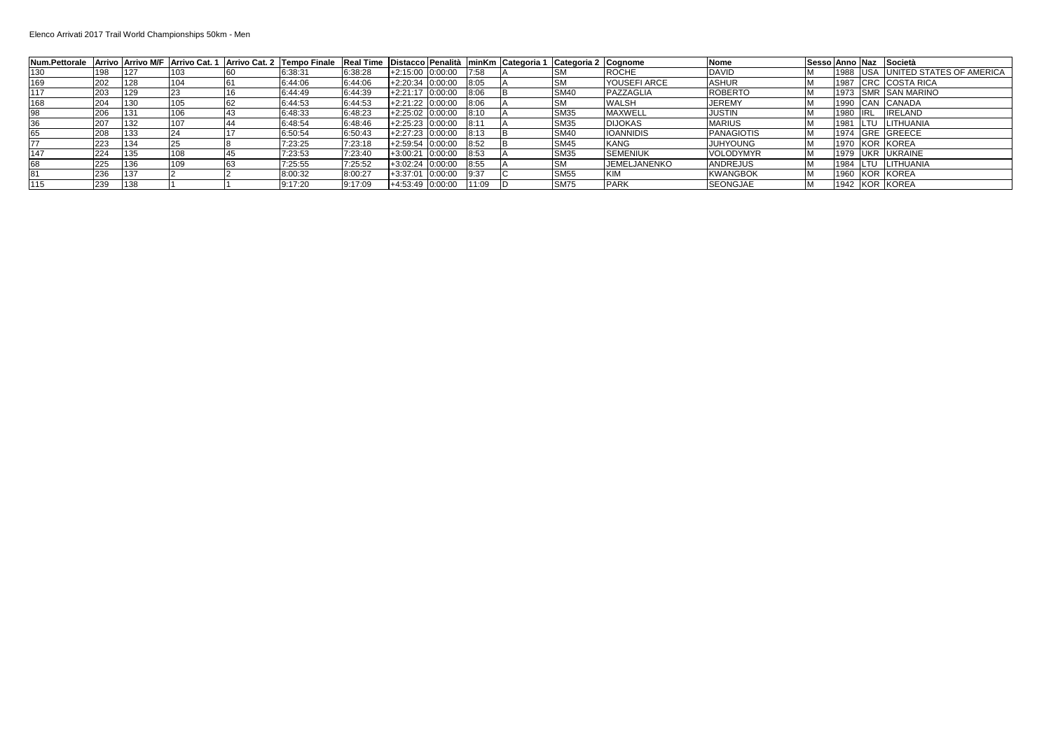Elenco Arrivati 2017 Trail World Championships 50km - Men

| Num.Pettorale | Arrivo | Arrivo M/F | Arrivo Cat. 1 | Arrivo Cat. 2 | Tempo Finale | Real Time | Distacco | Penalità | minKm | Categoria 1 | Categoria 2 | Cognome | Nome | Sesso | Anno | Naz | Società |
|---|---|---|---|---|---|---|---|---|---|---|---|---|---|---|---|---|---|
| 130 | 198 | 127 | 103 | 60 | 6:38:31 | 6:38:28 | +2:15:00 | 0:00:00 | 7:58 | A | SM | ROCHE | DAVID | M | 1988 | USA | UNITED STATES OF AMERICA |
| 169 | 202 | 128 | 104 | 61 | 6:44:06 | 6:44:06 | +2:20:34 | 0:00:00 | 8:05 | A | SM | YOUSEFI ARCE | ASHUR | M | 1987 | CRC | COSTA RICA |
| 117 | 203 | 129 | 23 | 16 | 6:44:49 | 6:44:39 | +2:21:17 | 0:00:00 | 8:06 | B | SM40 | PAZZAGLIA | ROBERTO | M | 1973 | SMR | SAN MARINO |
| 168 | 204 | 130 | 105 | 62 | 6:44:53 | 6:44:53 | +2:21:22 | 0:00:00 | 8:06 | A | SM | WALSH | JEREMY | M | 1990 | CAN | CANADA |
| 98 | 206 | 131 | 106 | 43 | 6:48:33 | 6:48:23 | +2:25:02 | 0:00:00 | 8:10 | A | SM35 | MAXWELL | JUSTIN | M | 1980 | IRL | IRELAND |
| 36 | 207 | 132 | 107 | 44 | 6:48:54 | 6:48:46 | +2:25:23 | 0:00:00 | 8:11 | A | SM35 | DIJOKAS | MARIUS | M | 1981 | LTU | LITHUANIA |
| 65 | 208 | 133 | 24 | 17 | 6:50:54 | 6:50:43 | +2:27:23 | 0:00:00 | 8:13 | B | SM40 | IOANNIDIS | PANAGIOTIS | M | 1974 | GRE | GREECE |
| 77 | 223 | 134 | 25 | 8 | 7:23:25 | 7:23:18 | +2:59:54 | 0:00:00 | 8:52 | B | SM45 | KANG | JUHYOUNG | M | 1970 | KOR | KOREA |
| 147 | 224 | 135 | 108 | 45 | 7:23:53 | 7:23:40 | +3:00:21 | 0:00:00 | 8:53 | A | SM35 | SEMENIUK | VOLODYMYR | M | 1979 | UKR | UKRAINE |
| 68 | 225 | 136 | 109 | 63 | 7:25:55 | 7:25:52 | +3:02:24 | 0:00:00 | 8:55 | A | SM | JEMELJANENKO | ANDREJUS | M | 1984 | LTU | LITHUANIA |
| 81 | 236 | 137 | 2 | 2 | 8:00:32 | 8:00:27 | +3:37:01 | 0:00:00 | 9:37 | C | SM55 | KIM | KWANGBOK | M | 1960 | KOR | KOREA |
| 115 | 239 | 138 | 1 | 1 | 9:17:20 | 9:17:09 | +4:53:49 | 0:00:00 | 11:09 | D | SM75 | PARK | SEONGJAE | M | 1942 | KOR | KOREA |